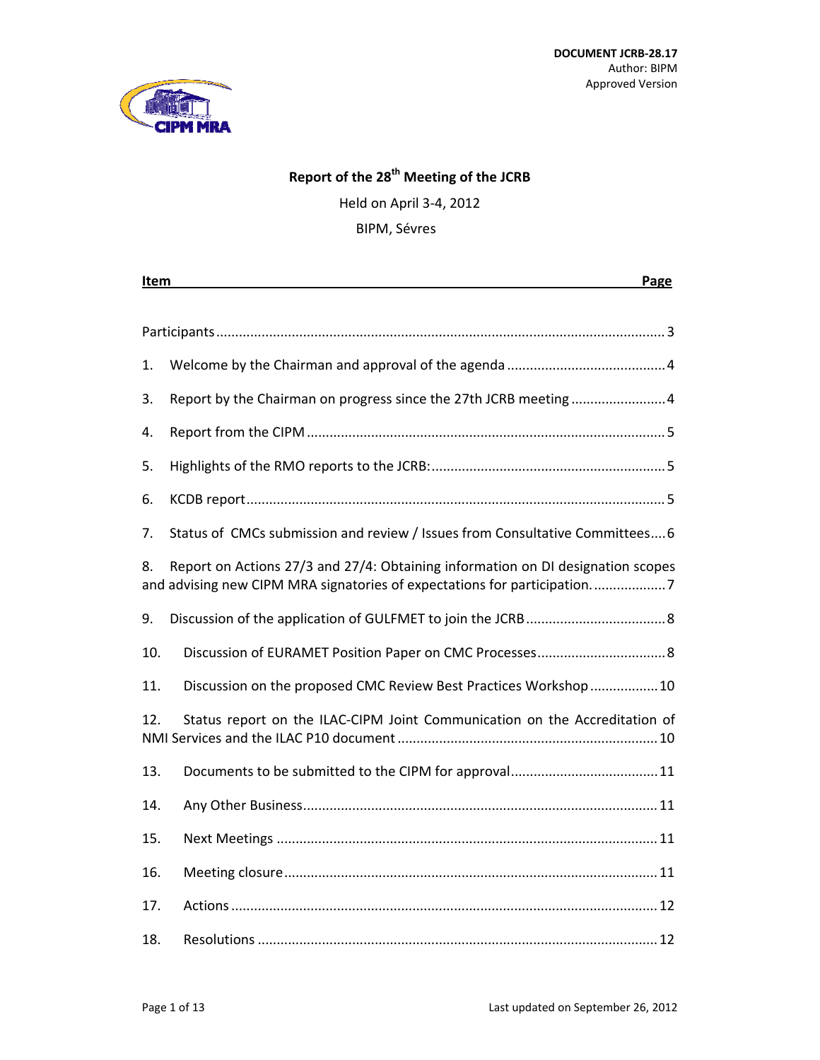**DOCUMENT JCRB-28.17**
Author: BIPM
Approved Version

# Report of the 28th Meeting of the JCRB

Held on April 3-4, 2012

BIPM, Sévres

| Item | Page |
|---|---|
| Participants | 3 |
| 1. Welcome by the Chairman and approval of the agenda | 4 |
| 3. Report by the Chairman on progress since the 27th JCRB meeting | 4 |
| 4. Report from the CIPM | 5 |
| 5. Highlights of the RMO reports to the JCRB: | 5 |
| 6. KCDB report | 5 |
| 7. Status of CMCs submission and review / Issues from Consultative Committees | 6 |
| 8. Report on Actions 27/3 and 27/4: Obtaining information on DI designation scopes and advising new CIPM MRA signatories of expectations for participation. | 7 |
| 9. Discussion of the application of GULFMET to join the JCRB | 8 |
| 10. Discussion of EURAMET Position Paper on CMC Processes | 8 |
| 11. Discussion on the proposed CMC Review Best Practices Workshop | 10 |
| 12. Status report on the ILAC-CIPM Joint Communication on the Accreditation of NMI Services and the ILAC P10 document | 10 |
| 13. Documents to be submitted to the CIPM for approval | 11 |
| 14. Any Other Business | 11 |
| 15. Next Meetings | 11 |
| 16. Meeting closure | 11 |
| 17. Actions | 12 |
| 18. Resolutions | 12 |

Last updated on September 26, 2012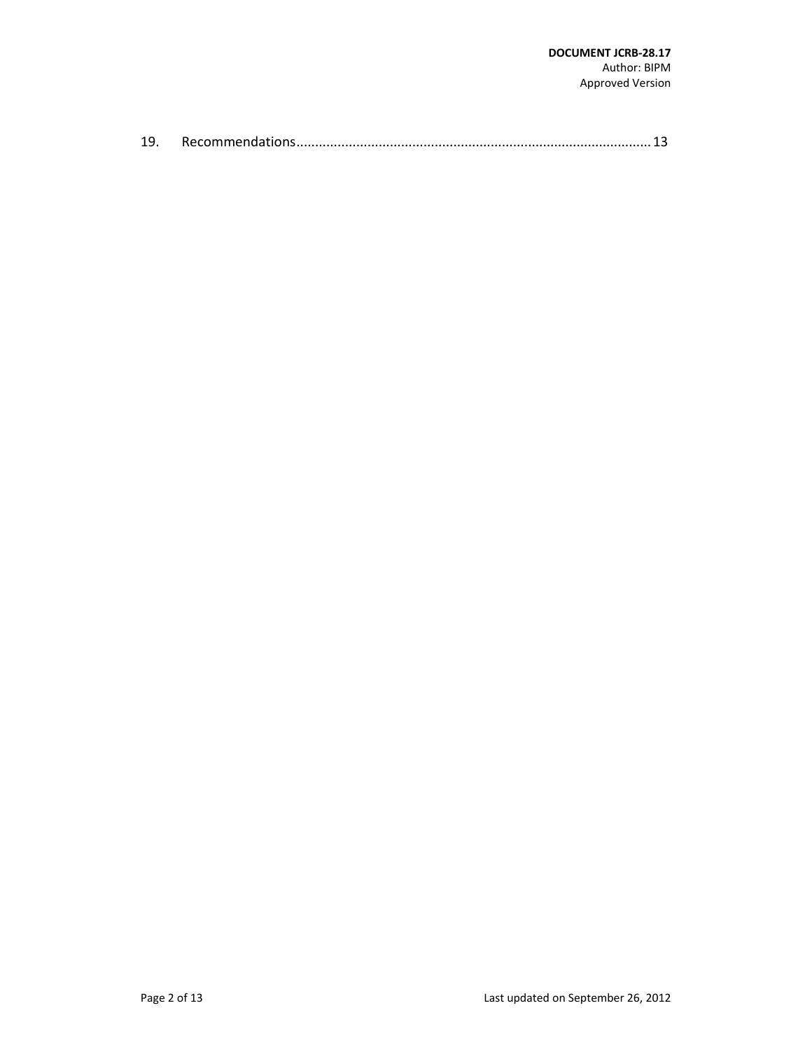19. Recommendations........................................................................................... 13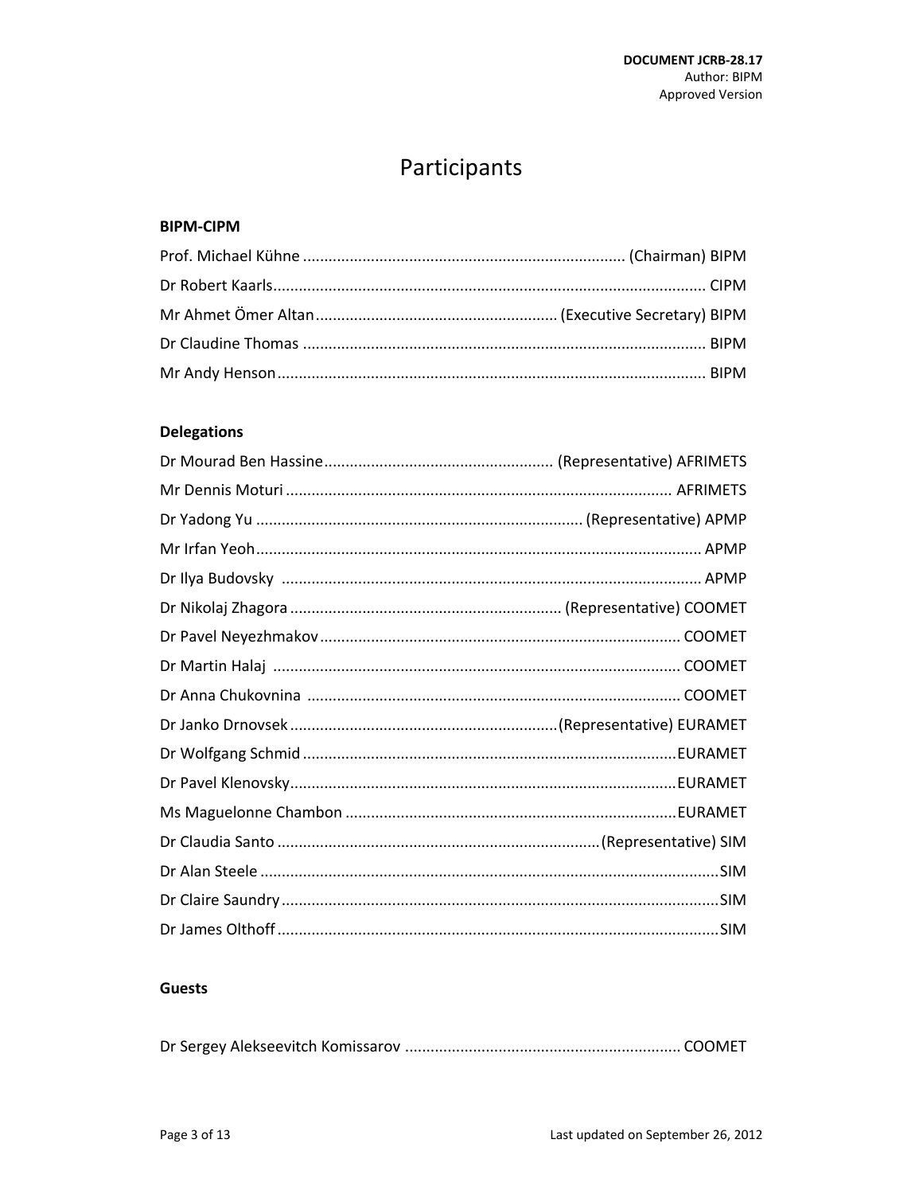# Participants

**BIPM-CIPM**

Prof. Michael Kühne ........................................................................... (Chairman) BIPM

Dr Robert Kaarls........................................................................................................ CIPM

Mr Ahmet Ömer Altan......................................................... (Executive Secretary) BIPM

Dr Claudine Thomas .............................................................................................. BIPM

Mr Andy Henson..................................................................................................... BIPM

**Delegations**

Dr Mourad Ben Hassine...................................................... (Representative) AFRIMETS

Mr Dennis Moturi ........................................................................................... AFRIMETS

Dr Yadong Yu ............................................................................ (Representative) APMP

Mr Irfan Yeoh......................................................................................................... APMP

Dr Ilya Budovsky .................................................................................................. APMP

Dr Nikolaj Zhagora ............................................................... (Representative) COOMET

Dr Pavel Neyezhmakov .................................................................................... COOMET

Dr Martin Halaj ................................................................................................ COOMET

Dr Anna Chukovnina ........................................................................................ COOMET

Dr Janko Drnovsek ..............................................................(Representative) EURAMET

Dr Wolfgang Schmid ........................................................................................EURAMET

Dr Pavel Klenovsky...........................................................................................EURAMET

Ms Maguelonne Chambon ..............................................................................EURAMET

Dr Claudia Santo ............................................................................(Representative) SIM

Dr Alan Steele ...........................................................................................................SIM

Dr Claire Saundry ......................................................................................................SIM

Dr James Olthoff .......................................................................................................SIM

**Guests**

Dr Sergey Alekseevitch Komissarov ................................................................ COOMET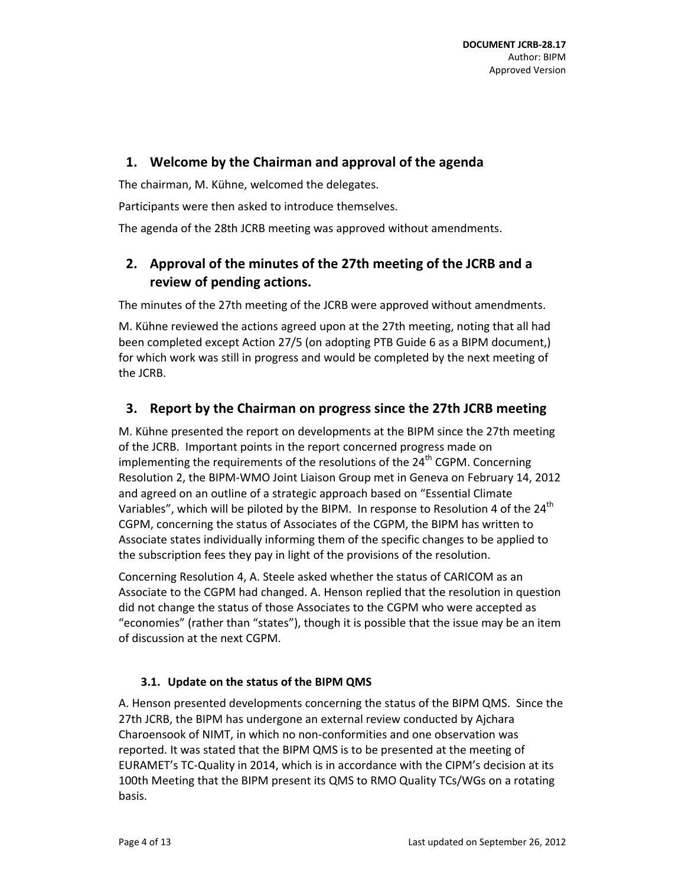## 1. Welcome by the Chairman and approval of the agenda

The chairman, M. Kühne, welcomed the delegates.

Participants were then asked to introduce themselves.

The agenda of the 28th JCRB meeting was approved without amendments.

## 2. Approval of the minutes of the 27th meeting of the JCRB and a review of pending actions.

The minutes of the 27th meeting of the JCRB were approved without amendments.

M. Kühne reviewed the actions agreed upon at the 27th meeting, noting that all had been completed except Action 27/5 (on adopting PTB Guide 6 as a BIPM document,) for which work was still in progress and would be completed by the next meeting of the JCRB.

## 3. Report by the Chairman on progress since the 27th JCRB meeting

M. Kühne presented the report on developments at the BIPM since the 27th meeting of the JCRB. Important points in the report concerned progress made on implementing the requirements of the resolutions of the 24th CGPM. Concerning Resolution 2, the BIPM-WMO Joint Liaison Group met in Geneva on February 14, 2012 and agreed on an outline of a strategic approach based on "Essential Climate Variables", which will be piloted by the BIPM. In response to Resolution 4 of the 24th CGPM, concerning the status of Associates of the CGPM, the BIPM has written to Associate states individually informing them of the specific changes to be applied to the subscription fees they pay in light of the provisions of the resolution.

Concerning Resolution 4, A. Steele asked whether the status of CARICOM as an Associate to the CGPM had changed. A. Henson replied that the resolution in question did not change the status of those Associates to the CGPM who were accepted as "economies" (rather than "states"), though it is possible that the issue may be an item of discussion at the next CGPM.

### 3.1. Update on the status of the BIPM QMS

A. Henson presented developments concerning the status of the BIPM QMS. Since the 27th JCRB, the BIPM has undergone an external review conducted by Ajchara Charoensook of NIMT, in which no non-conformities and one observation was reported. It was stated that the BIPM QMS is to be presented at the meeting of EURAMET's TC-Quality in 2014, which is in accordance with the CIPM's decision at its 100th Meeting that the BIPM present its QMS to RMO Quality TCs/WGs on a rotating basis.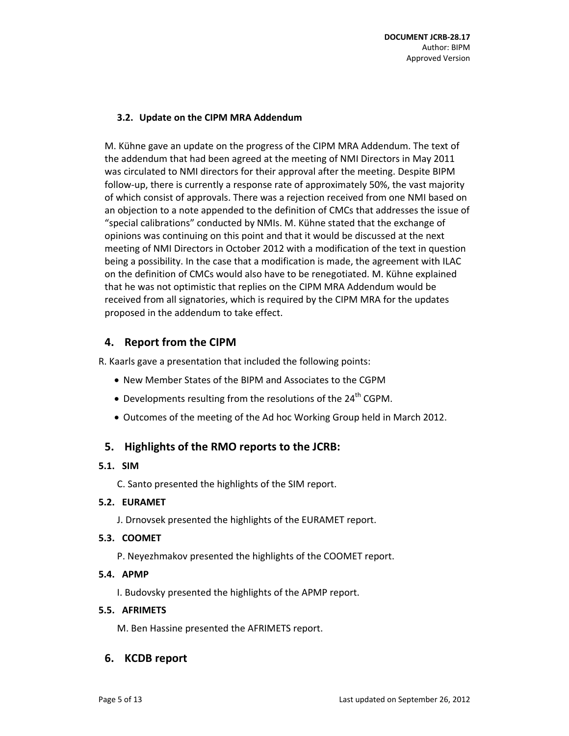### 3.2. Update on the CIPM MRA Addendum

M. Kühne gave an update on the progress of the CIPM MRA Addendum. The text of the addendum that had been agreed at the meeting of NMI Directors in May 2011 was circulated to NMI directors for their approval after the meeting. Despite BIPM follow-up, there is currently a response rate of approximately 50%, the vast majority of which consist of approvals. There was a rejection received from one NMI based on an objection to a note appended to the definition of CMCs that addresses the issue of "special calibrations" conducted by NMIs. M. Kühne stated that the exchange of opinions was continuing on this point and that it would be discussed at the next meeting of NMI Directors in October 2012 with a modification of the text in question being a possibility. In the case that a modification is made, the agreement with ILAC on the definition of CMCs would also have to be renegotiated. M. Kühne explained that he was not optimistic that replies on the CIPM MRA Addendum would be received from all signatories, which is required by the CIPM MRA for the updates proposed in the addendum to take effect.

## 4. Report from the CIPM

R. Kaarls gave a presentation that included the following points:

- New Member States of the BIPM and Associates to the CGPM
- Developments resulting from the resolutions of the 24th CGPM.
- Outcomes of the meeting of the Ad hoc Working Group held in March 2012.

## 5. Highlights of the RMO reports to the JCRB:

### 5.1. SIM

C. Santo presented the highlights of the SIM report.

### 5.2. EURAMET

J. Drnovsek presented the highlights of the EURAMET report.

### 5.3. COOMET

P. Neyezhmakov presented the highlights of the COOMET report.

### 5.4. APMP

I. Budovsky presented the highlights of the APMP report.

### 5.5. AFRIMETS

M. Ben Hassine presented the AFRIMETS report.

## 6. KCDB report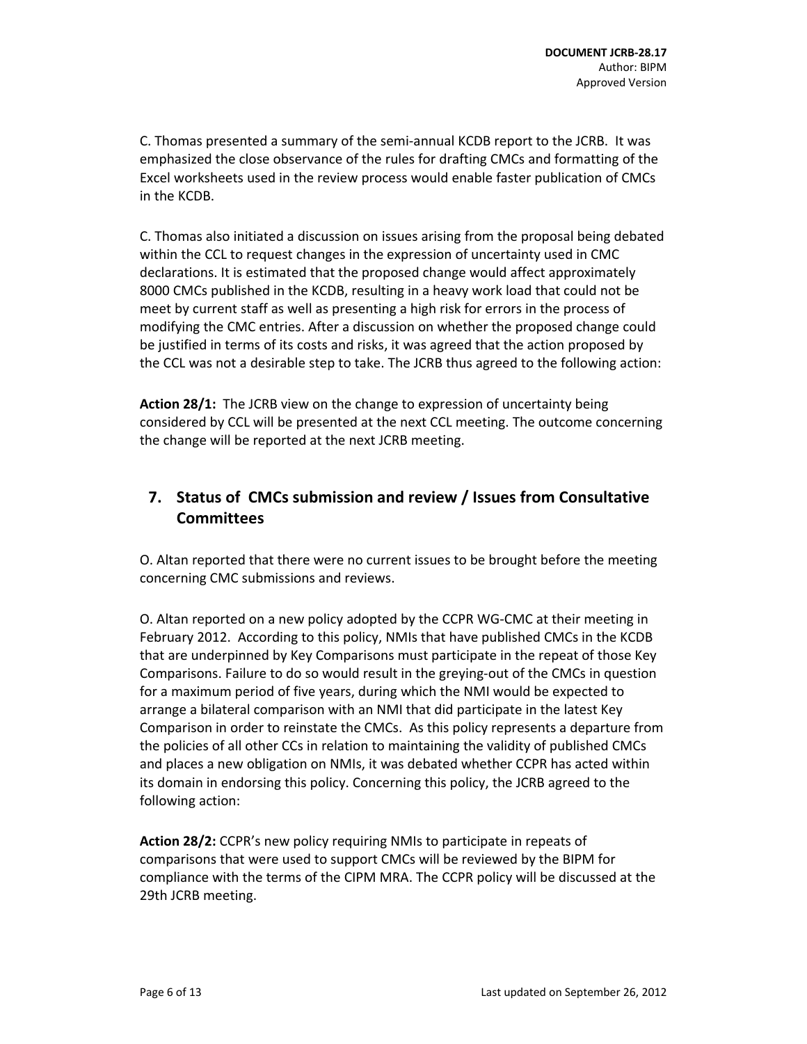C. Thomas presented a summary of the semi-annual KCDB report to the JCRB. It was emphasized the close observance of the rules for drafting CMCs and formatting of the Excel worksheets used in the review process would enable faster publication of CMCs in the KCDB.

C. Thomas also initiated a discussion on issues arising from the proposal being debated within the CCL to request changes in the expression of uncertainty used in CMC declarations. It is estimated that the proposed change would affect approximately 8000 CMCs published in the KCDB, resulting in a heavy work load that could not be meet by current staff as well as presenting a high risk for errors in the process of modifying the CMC entries. After a discussion on whether the proposed change could be justified in terms of its costs and risks, it was agreed that the action proposed by the CCL was not a desirable step to take. The JCRB thus agreed to the following action:

**Action 28/1:** The JCRB view on the change to expression of uncertainty being considered by CCL will be presented at the next CCL meeting. The outcome concerning the change will be reported at the next JCRB meeting.

## 7. Status of CMCs submission and review / Issues from Consultative Committees

O. Altan reported that there were no current issues to be brought before the meeting concerning CMC submissions and reviews.

O. Altan reported on a new policy adopted by the CCPR WG-CMC at their meeting in February 2012. According to this policy, NMIs that have published CMCs in the KCDB that are underpinned by Key Comparisons must participate in the repeat of those Key Comparisons. Failure to do so would result in the greying-out of the CMCs in question for a maximum period of five years, during which the NMI would be expected to arrange a bilateral comparison with an NMI that did participate in the latest Key Comparison in order to reinstate the CMCs. As this policy represents a departure from the policies of all other CCs in relation to maintaining the validity of published CMCs and places a new obligation on NMIs, it was debated whether CCPR has acted within its domain in endorsing this policy. Concerning this policy, the JCRB agreed to the following action:

**Action 28/2:** CCPR's new policy requiring NMIs to participate in repeats of comparisons that were used to support CMCs will be reviewed by the BIPM for compliance with the terms of the CIPM MRA. The CCPR policy will be discussed at the 29th JCRB meeting.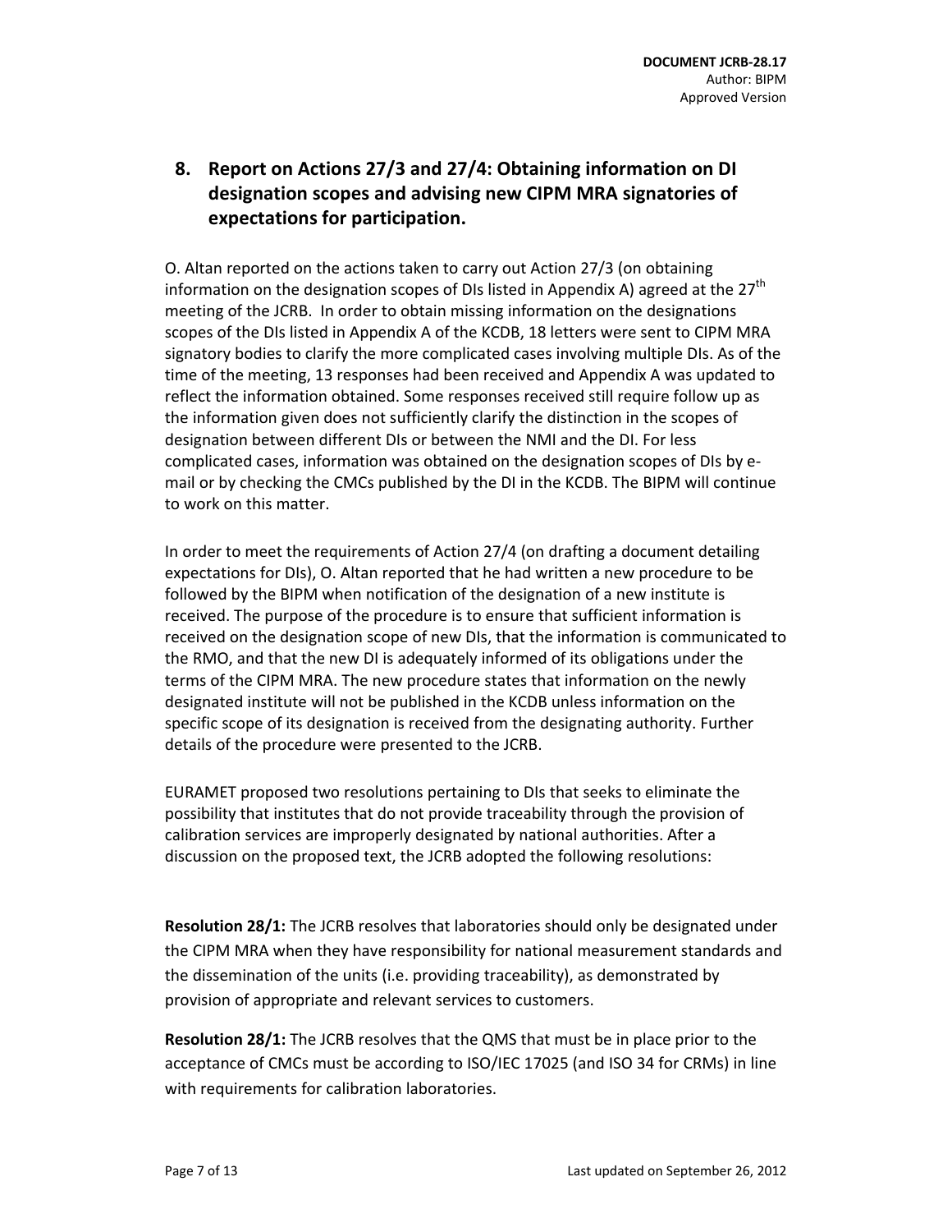## 8. Report on Actions 27/3 and 27/4: Obtaining information on DI designation scopes and advising new CIPM MRA signatories of expectations for participation.

O. Altan reported on the actions taken to carry out Action 27/3 (on obtaining information on the designation scopes of DIs listed in Appendix A) agreed at the 27th meeting of the JCRB. In order to obtain missing information on the designations scopes of the DIs listed in Appendix A of the KCDB, 18 letters were sent to CIPM MRA signatory bodies to clarify the more complicated cases involving multiple DIs. As of the time of the meeting, 13 responses had been received and Appendix A was updated to reflect the information obtained. Some responses received still require follow up as the information given does not sufficiently clarify the distinction in the scopes of designation between different DIs or between the NMI and the DI. For less complicated cases, information was obtained on the designation scopes of DIs by e-mail or by checking the CMCs published by the DI in the KCDB. The BIPM will continue to work on this matter.

In order to meet the requirements of Action 27/4 (on drafting a document detailing expectations for DIs), O. Altan reported that he had written a new procedure to be followed by the BIPM when notification of the designation of a new institute is received. The purpose of the procedure is to ensure that sufficient information is received on the designation scope of new DIs, that the information is communicated to the RMO, and that the new DI is adequately informed of its obligations under the terms of the CIPM MRA. The new procedure states that information on the newly designated institute will not be published in the KCDB unless information on the specific scope of its designation is received from the designating authority. Further details of the procedure were presented to the JCRB.

EURAMET proposed two resolutions pertaining to DIs that seeks to eliminate the possibility that institutes that do not provide traceability through the provision of calibration services are improperly designated by national authorities. After a discussion on the proposed text, the JCRB adopted the following resolutions:

**Resolution 28/1:** The JCRB resolves that laboratories should only be designated under the CIPM MRA when they have responsibility for national measurement standards and the dissemination of the units (i.e. providing traceability), as demonstrated by provision of appropriate and relevant services to customers.

**Resolution 28/1:** The JCRB resolves that the QMS that must be in place prior to the acceptance of CMCs must be according to ISO/IEC 17025 (and ISO 34 for CRMs) in line with requirements for calibration laboratories.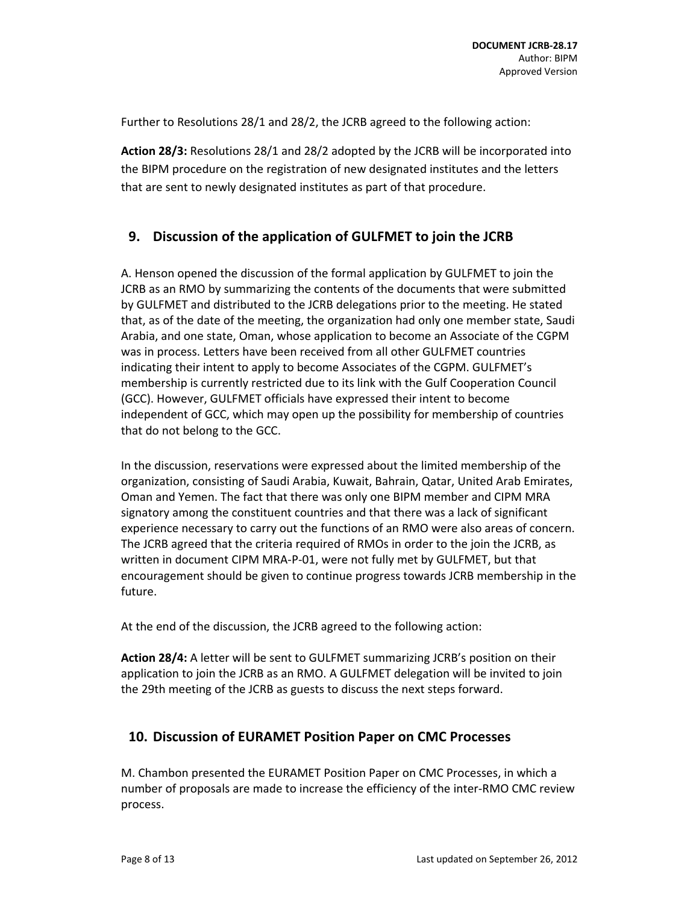Further to Resolutions 28/1 and 28/2, the JCRB agreed to the following action:

**Action 28/3:** Resolutions 28/1 and 28/2 adopted by the JCRB will be incorporated into the BIPM procedure on the registration of new designated institutes and the letters that are sent to newly designated institutes as part of that procedure.

## 9. Discussion of the application of GULFMET to join the JCRB

A. Henson opened the discussion of the formal application by GULFMET to join the JCRB as an RMO by summarizing the contents of the documents that were submitted by GULFMET and distributed to the JCRB delegations prior to the meeting. He stated that, as of the date of the meeting, the organization had only one member state, Saudi Arabia, and one state, Oman, whose application to become an Associate of the CGPM was in process. Letters have been received from all other GULFMET countries indicating their intent to apply to become Associates of the CGPM. GULFMET's membership is currently restricted due to its link with the Gulf Cooperation Council (GCC). However, GULFMET officials have expressed their intent to become independent of GCC, which may open up the possibility for membership of countries that do not belong to the GCC.

In the discussion, reservations were expressed about the limited membership of the organization, consisting of Saudi Arabia, Kuwait, Bahrain, Qatar, United Arab Emirates, Oman and Yemen. The fact that there was only one BIPM member and CIPM MRA signatory among the constituent countries and that there was a lack of significant experience necessary to carry out the functions of an RMO were also areas of concern. The JCRB agreed that the criteria required of RMOs in order to the join the JCRB, as written in document CIPM MRA-P-01, were not fully met by GULFMET, but that encouragement should be given to continue progress towards JCRB membership in the future.

At the end of the discussion, the JCRB agreed to the following action:

**Action 28/4:** A letter will be sent to GULFMET summarizing JCRB's position on their application to join the JCRB as an RMO. A GULFMET delegation will be invited to join the 29th meeting of the JCRB as guests to discuss the next steps forward.

## 10. Discussion of EURAMET Position Paper on CMC Processes

M. Chambon presented the EURAMET Position Paper on CMC Processes, in which a number of proposals are made to increase the efficiency of the inter-RMO CMC review process.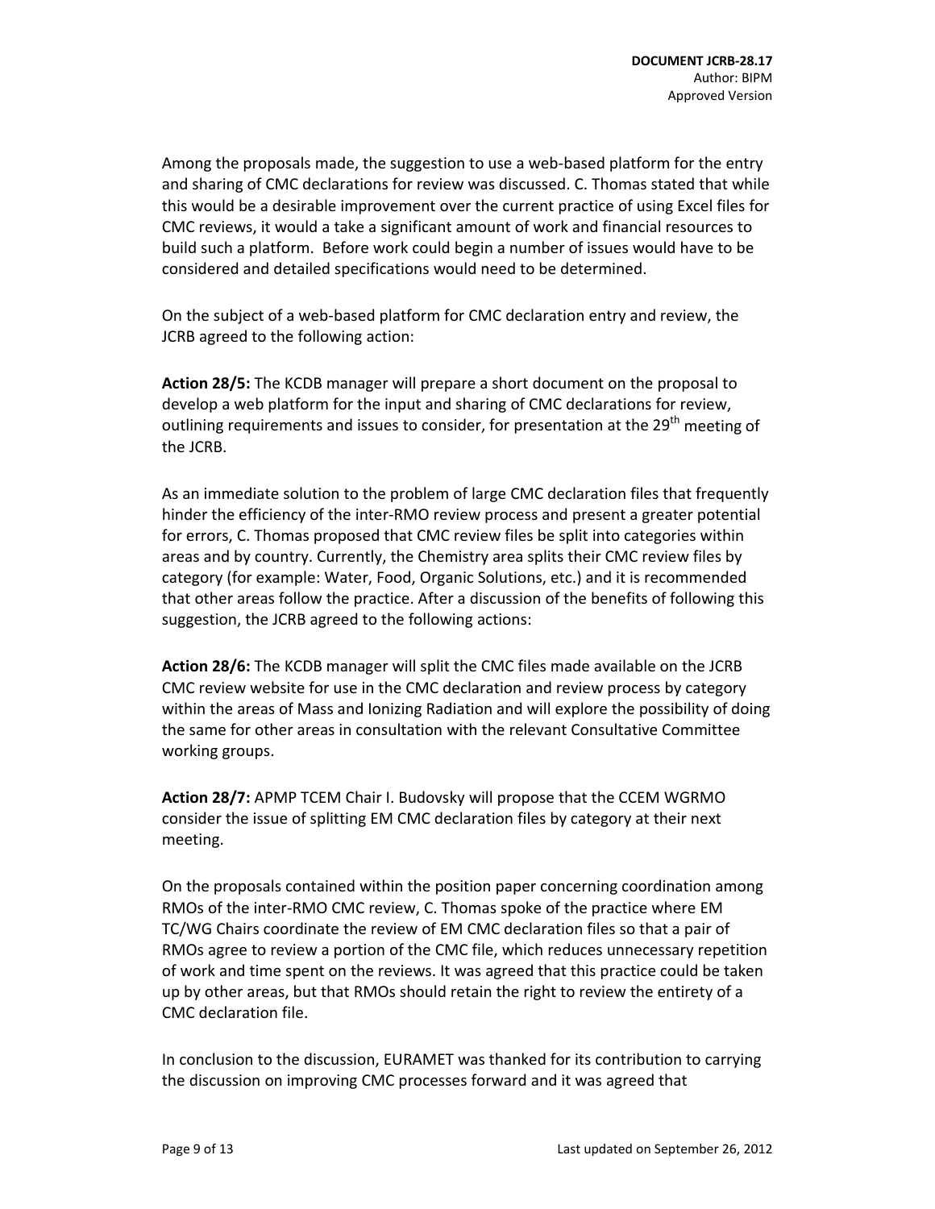Among the proposals made, the suggestion to use a web-based platform for the entry and sharing of CMC declarations for review was discussed. C. Thomas stated that while this would be a desirable improvement over the current practice of using Excel files for CMC reviews, it would a take a significant amount of work and financial resources to build such a platform. Before work could begin a number of issues would have to be considered and detailed specifications would need to be determined.

On the subject of a web-based platform for CMC declaration entry and review, the JCRB agreed to the following action:

**Action 28/5:** The KCDB manager will prepare a short document on the proposal to develop a web platform for the input and sharing of CMC declarations for review, outlining requirements and issues to consider, for presentation at the 29th meeting of the JCRB.

As an immediate solution to the problem of large CMC declaration files that frequently hinder the efficiency of the inter-RMO review process and present a greater potential for errors, C. Thomas proposed that CMC review files be split into categories within areas and by country. Currently, the Chemistry area splits their CMC review files by category (for example: Water, Food, Organic Solutions, etc.) and it is recommended that other areas follow the practice. After a discussion of the benefits of following this suggestion, the JCRB agreed to the following actions:

**Action 28/6:** The KCDB manager will split the CMC files made available on the JCRB CMC review website for use in the CMC declaration and review process by category within the areas of Mass and Ionizing Radiation and will explore the possibility of doing the same for other areas in consultation with the relevant Consultative Committee working groups.

**Action 28/7:** APMP TCEM Chair I. Budovsky will propose that the CCEM WGRMO consider the issue of splitting EM CMC declaration files by category at their next meeting.

On the proposals contained within the position paper concerning coordination among RMOs of the inter-RMO CMC review, C. Thomas spoke of the practice where EM TC/WG Chairs coordinate the review of EM CMC declaration files so that a pair of RMOs agree to review a portion of the CMC file, which reduces unnecessary repetition of work and time spent on the reviews. It was agreed that this practice could be taken up by other areas, but that RMOs should retain the right to review the entirety of a CMC declaration file.

In conclusion to the discussion, EURAMET was thanked for its contribution to carrying the discussion on improving CMC processes forward and it was agreed that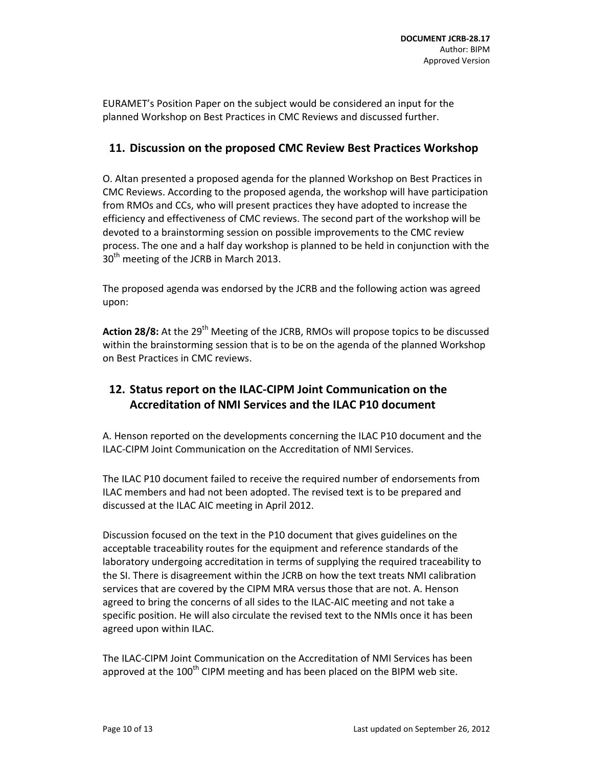EURAMET's Position Paper on the subject would be considered an input for the planned Workshop on Best Practices in CMC Reviews and discussed further.

## 11. Discussion on the proposed CMC Review Best Practices Workshop

O. Altan presented a proposed agenda for the planned Workshop on Best Practices in CMC Reviews. According to the proposed agenda, the workshop will have participation from RMOs and CCs, who will present practices they have adopted to increase the efficiency and effectiveness of CMC reviews. The second part of the workshop will be devoted to a brainstorming session on possible improvements to the CMC review process. The one and a half day workshop is planned to be held in conjunction with the 30th meeting of the JCRB in March 2013.

The proposed agenda was endorsed by the JCRB and the following action was agreed upon:

**Action 28/8:** At the 29th Meeting of the JCRB, RMOs will propose topics to be discussed within the brainstorming session that is to be on the agenda of the planned Workshop on Best Practices in CMC reviews.

## 12. Status report on the ILAC-CIPM Joint Communication on the Accreditation of NMI Services and the ILAC P10 document

A. Henson reported on the developments concerning the ILAC P10 document and the ILAC-CIPM Joint Communication on the Accreditation of NMI Services.

The ILAC P10 document failed to receive the required number of endorsements from ILAC members and had not been adopted. The revised text is to be prepared and discussed at the ILAC AIC meeting in April 2012.

Discussion focused on the text in the P10 document that gives guidelines on the acceptable traceability routes for the equipment and reference standards of the laboratory undergoing accreditation in terms of supplying the required traceability to the SI. There is disagreement within the JCRB on how the text treats NMI calibration services that are covered by the CIPM MRA versus those that are not. A. Henson agreed to bring the concerns of all sides to the ILAC-AIC meeting and not take a specific position. He will also circulate the revised text to the NMIs once it has been agreed upon within ILAC.

The ILAC-CIPM Joint Communication on the Accreditation of NMI Services has been approved at the 100th CIPM meeting and has been placed on the BIPM web site.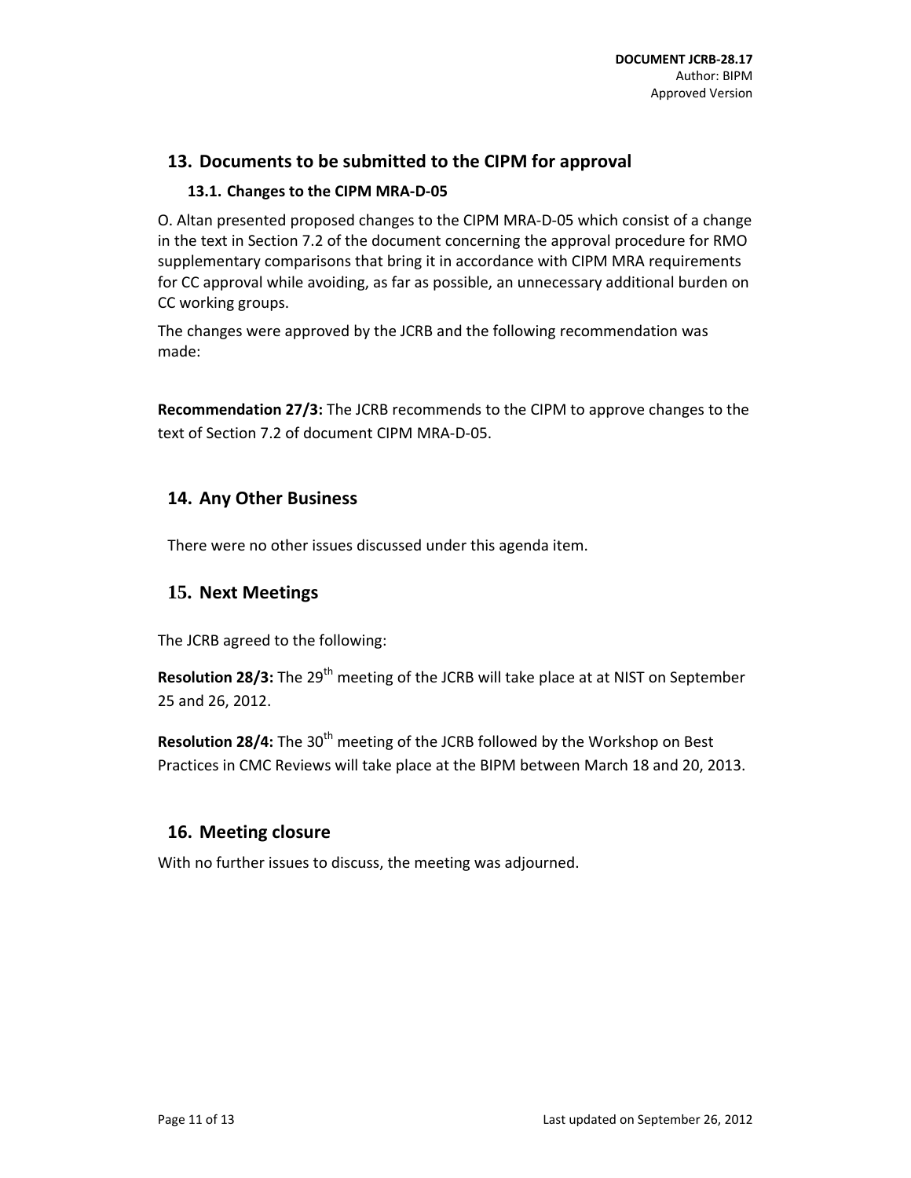## 13. Documents to be submitted to the CIPM for approval

### 13.1. Changes to the CIPM MRA-D-05

O. Altan presented proposed changes to the CIPM MRA-D-05 which consist of a change in the text in Section 7.2 of the document concerning the approval procedure for RMO supplementary comparisons that bring it in accordance with CIPM MRA requirements for CC approval while avoiding, as far as possible, an unnecessary additional burden on CC working groups.

The changes were approved by the JCRB and the following recommendation was made:

**Recommendation 27/3:** The JCRB recommends to the CIPM to approve changes to the text of Section 7.2 of document CIPM MRA-D-05.

## 14. Any Other Business

There were no other issues discussed under this agenda item.

## 15. Next Meetings

The JCRB agreed to the following:

**Resolution 28/3:** The 29th meeting of the JCRB will take place at at NIST on September 25 and 26, 2012.

**Resolution 28/4:** The 30th meeting of the JCRB followed by the Workshop on Best Practices in CMC Reviews will take place at the BIPM between March 18 and 20, 2013.

## 16. Meeting closure

With no further issues to discuss, the meeting was adjourned.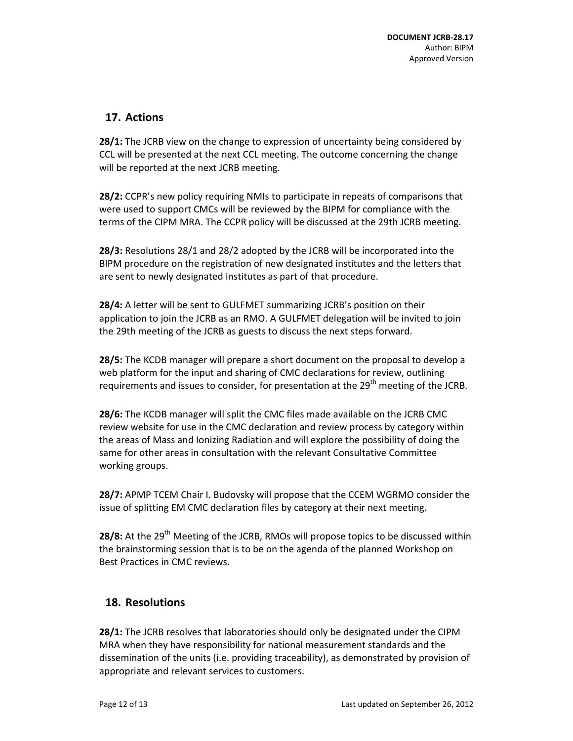## 17. Actions

**28/1:** The JCRB view on the change to expression of uncertainty being considered by CCL will be presented at the next CCL meeting. The outcome concerning the change will be reported at the next JCRB meeting.

**28/2:** CCPR's new policy requiring NMIs to participate in repeats of comparisons that were used to support CMCs will be reviewed by the BIPM for compliance with the terms of the CIPM MRA. The CCPR policy will be discussed at the 29th JCRB meeting.

**28/3:** Resolutions 28/1 and 28/2 adopted by the JCRB will be incorporated into the BIPM procedure on the registration of new designated institutes and the letters that are sent to newly designated institutes as part of that procedure.

**28/4:** A letter will be sent to GULFMET summarizing JCRB's position on their application to join the JCRB as an RMO. A GULFMET delegation will be invited to join the 29th meeting of the JCRB as guests to discuss the next steps forward.

**28/5:** The KCDB manager will prepare a short document on the proposal to develop a web platform for the input and sharing of CMC declarations for review, outlining requirements and issues to consider, for presentation at the 29th meeting of the JCRB.

**28/6:** The KCDB manager will split the CMC files made available on the JCRB CMC review website for use in the CMC declaration and review process by category within the areas of Mass and Ionizing Radiation and will explore the possibility of doing the same for other areas in consultation with the relevant Consultative Committee working groups.

**28/7:** APMP TCEM Chair I. Budovsky will propose that the CCEM WGRMO consider the issue of splitting EM CMC declaration files by category at their next meeting.

**28/8:** At the 29th Meeting of the JCRB, RMOs will propose topics to be discussed within the brainstorming session that is to be on the agenda of the planned Workshop on Best Practices in CMC reviews.

## 18. Resolutions

**28/1:** The JCRB resolves that laboratories should only be designated under the CIPM MRA when they have responsibility for national measurement standards and the dissemination of the units (i.e. providing traceability), as demonstrated by provision of appropriate and relevant services to customers.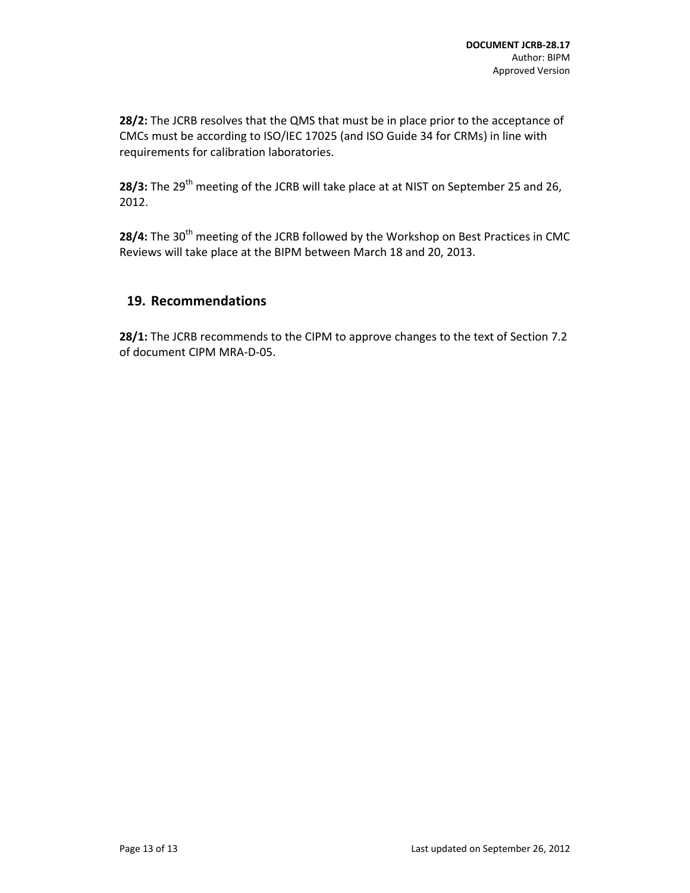**28/2:** The JCRB resolves that the QMS that must be in place prior to the acceptance of CMCs must be according to ISO/IEC 17025 (and ISO Guide 34 for CRMs) in line with requirements for calibration laboratories.

**28/3:** The 29th meeting of the JCRB will take place at at NIST on September 25 and 26, 2012.

**28/4:** The 30th meeting of the JCRB followed by the Workshop on Best Practices in CMC Reviews will take place at the BIPM between March 18 and 20, 2013.

## 19. Recommendations

**28/1:** The JCRB recommends to the CIPM to approve changes to the text of Section 7.2 of document CIPM MRA-D-05.